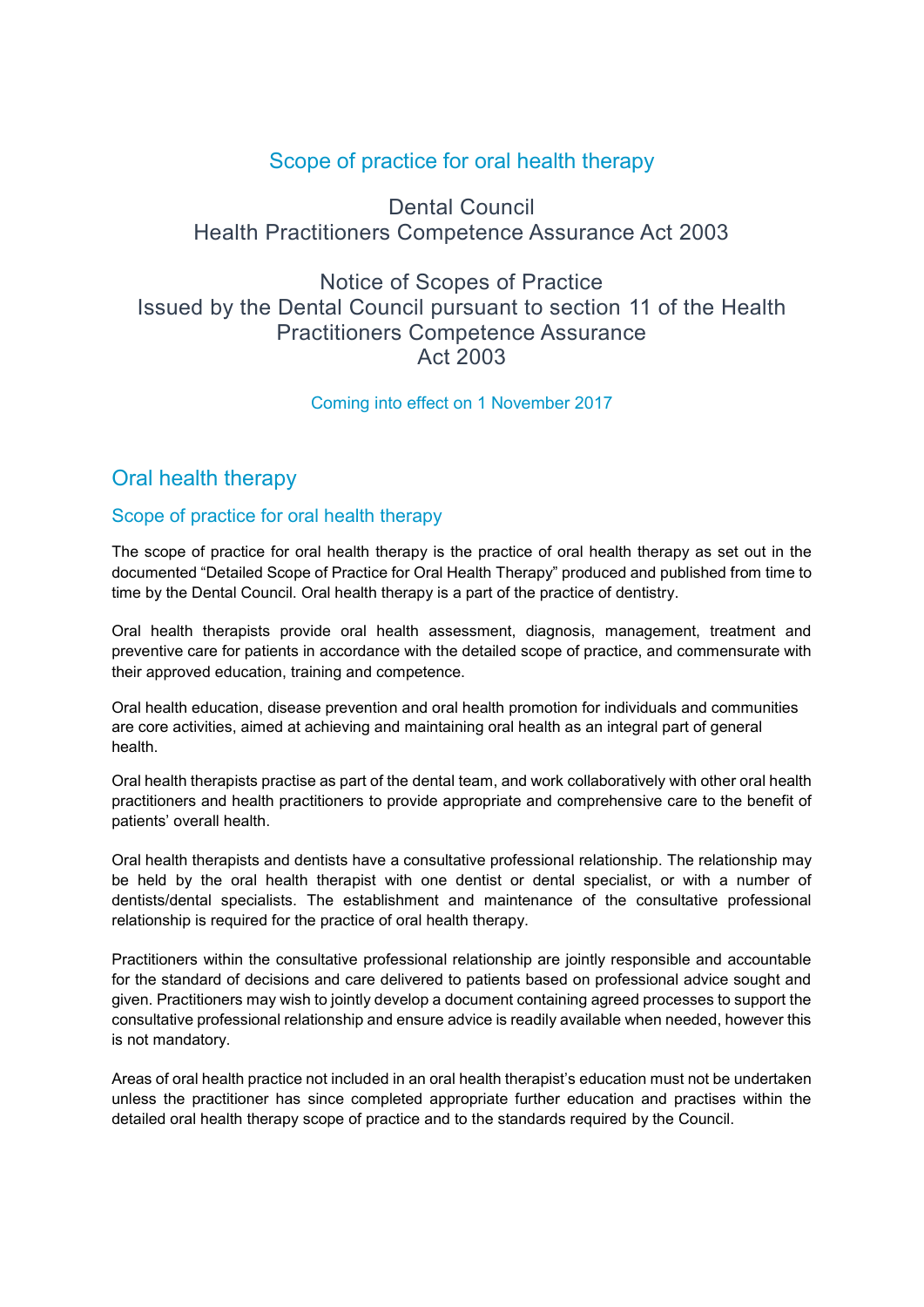# Scope of practice for oral health therapy

Dental Council
Health Practitioners Competence Assurance Act 2003

Notice of Scopes of Practice
Issued by the Dental Council pursuant to section 11 of the Health Practitioners Competence Assurance Act 2003

Coming into effect on 1 November 2017

## Oral health therapy

### Scope of practice for oral health therapy

The scope of practice for oral health therapy is the practice of oral health therapy as set out in the documented "Detailed Scope of Practice for Oral Health Therapy" produced and published from time to time by the Dental Council. Oral health therapy is a part of the practice of dentistry.

Oral health therapists provide oral health assessment, diagnosis, management, treatment and preventive care for patients in accordance with the detailed scope of practice, and commensurate with their approved education, training and competence.

Oral health education, disease prevention and oral health promotion for individuals and communities are core activities, aimed at achieving and maintaining oral health as an integral part of general health.

Oral health therapists practise as part of the dental team, and work collaboratively with other oral health practitioners and health practitioners to provide appropriate and comprehensive care to the benefit of patients' overall health.

Oral health therapists and dentists have a consultative professional relationship. The relationship may be held by the oral health therapist with one dentist or dental specialist, or with a number of dentists/dental specialists. The establishment and maintenance of the consultative professional relationship is required for the practice of oral health therapy.

Practitioners within the consultative professional relationship are jointly responsible and accountable for the standard of decisions and care delivered to patients based on professional advice sought and given. Practitioners may wish to jointly develop a document containing agreed processes to support the consultative professional relationship and ensure advice is readily available when needed, however this is not mandatory.

Areas of oral health practice not included in an oral health therapist's education must not be undertaken unless the practitioner has since completed appropriate further education and practises within the detailed oral health therapy scope of practice and to the standards required by the Council.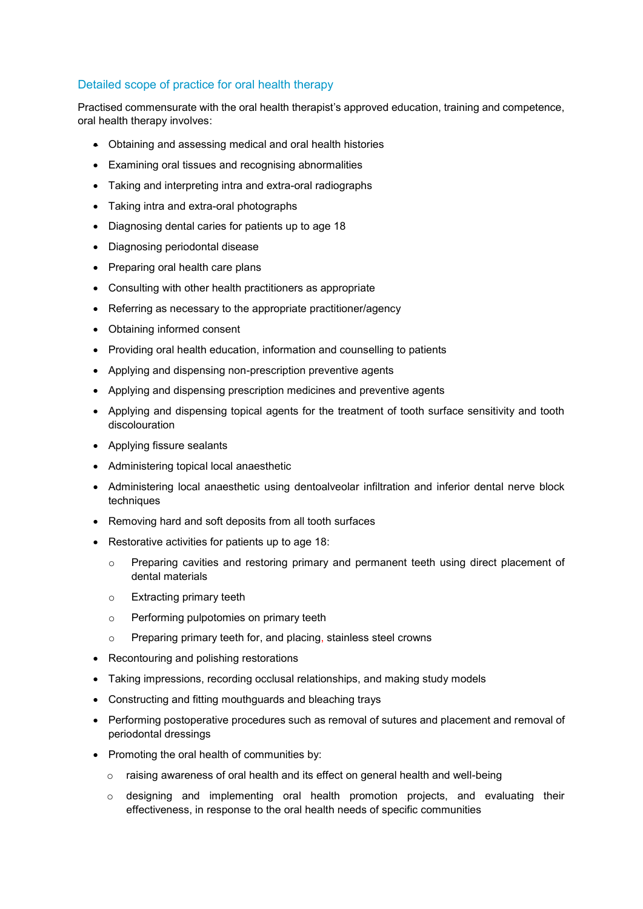## Detailed scope of practice for oral health therapy

Practised commensurate with the oral health therapist's approved education, training and competence, oral health therapy involves:

- Obtaining and assessing medical and oral health histories
- Examining oral tissues and recognising abnormalities
- Taking and interpreting intra and extra-oral radiographs
- Taking intra and extra-oral photographs
- Diagnosing dental caries for patients up to age 18
- Diagnosing periodontal disease
- Preparing oral health care plans
- Consulting with other health practitioners as appropriate
- Referring as necessary to the appropriate practitioner/agency
- Obtaining informed consent
- Providing oral health education, information and counselling to patients
- Applying and dispensing non-prescription preventive agents
- Applying and dispensing prescription medicines and preventive agents
- Applying and dispensing topical agents for the treatment of tooth surface sensitivity and tooth discolouration
- Applying fissure sealants
- Administering topical local anaesthetic
- Administering local anaesthetic using dentoalveolar infiltration and inferior dental nerve block techniques
- Removing hard and soft deposits from all tooth surfaces
- Restorative activities for patients up to age 18:
  - Preparing cavities and restoring primary and permanent teeth using direct placement of dental materials
  - Extracting primary teeth
  - Performing pulpotomies on primary teeth
  - Preparing primary teeth for, and placing, stainless steel crowns
- Recontouring and polishing restorations
- Taking impressions, recording occlusal relationships, and making study models
- Constructing and fitting mouthguards and bleaching trays
- Performing postoperative procedures such as removal of sutures and placement and removal of periodontal dressings
- Promoting the oral health of communities by:
  - raising awareness of oral health and its effect on general health and well-being
  - designing and implementing oral health promotion projects, and evaluating their effectiveness, in response to the oral health needs of specific communities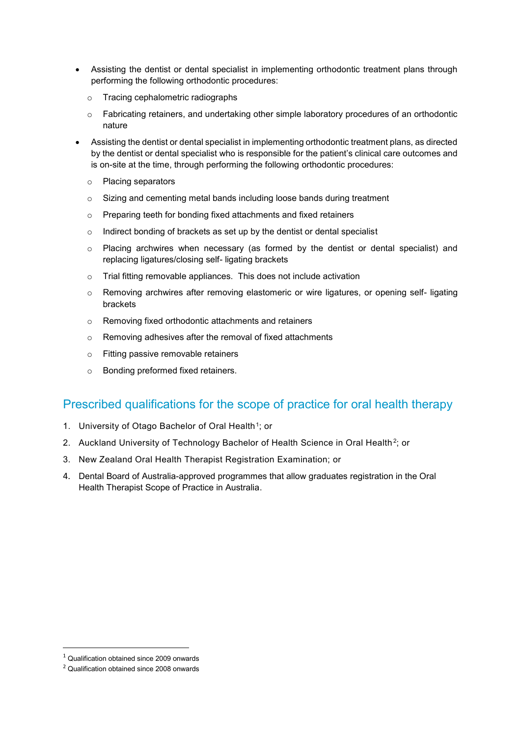- Assisting the dentist or dental specialist in implementing orthodontic treatment plans through performing the following orthodontic procedures:
  - Tracing cephalometric radiographs
  - Fabricating retainers, and undertaking other simple laboratory procedures of an orthodontic nature
- Assisting the dentist or dental specialist in implementing orthodontic treatment plans, as directed by the dentist or dental specialist who is responsible for the patient's clinical care outcomes and is on-site at the time, through performing the following orthodontic procedures:
  - Placing separators
  - Sizing and cementing metal bands including loose bands during treatment
  - Preparing teeth for bonding fixed attachments and fixed retainers
  - Indirect bonding of brackets as set up by the dentist or dental specialist
  - Placing archwires when necessary (as formed by the dentist or dental specialist) and replacing ligatures/closing self- ligating brackets
  - Trial fitting removable appliances. This does not include activation
  - Removing archwires after removing elastomeric or wire ligatures, or opening self- ligating brackets
  - Removing fixed orthodontic attachments and retainers
  - Removing adhesives after the removal of fixed attachments
  - Fitting passive removable retainers
  - Bonding preformed fixed retainers.

## Prescribed qualifications for the scope of practice for oral health therapy

1. University of Otago Bachelor of Oral Health[1]; or
2. Auckland University of Technology Bachelor of Health Science in Oral Health[2]; or
3. New Zealand Oral Health Therapist Registration Examination; or
4. Dental Board of Australia-approved programmes that allow graduates registration in the Oral Health Therapist Scope of Practice in Australia.

[1] Qualification obtained since 2009 onwards

[2] Qualification obtained since 2008 onwards